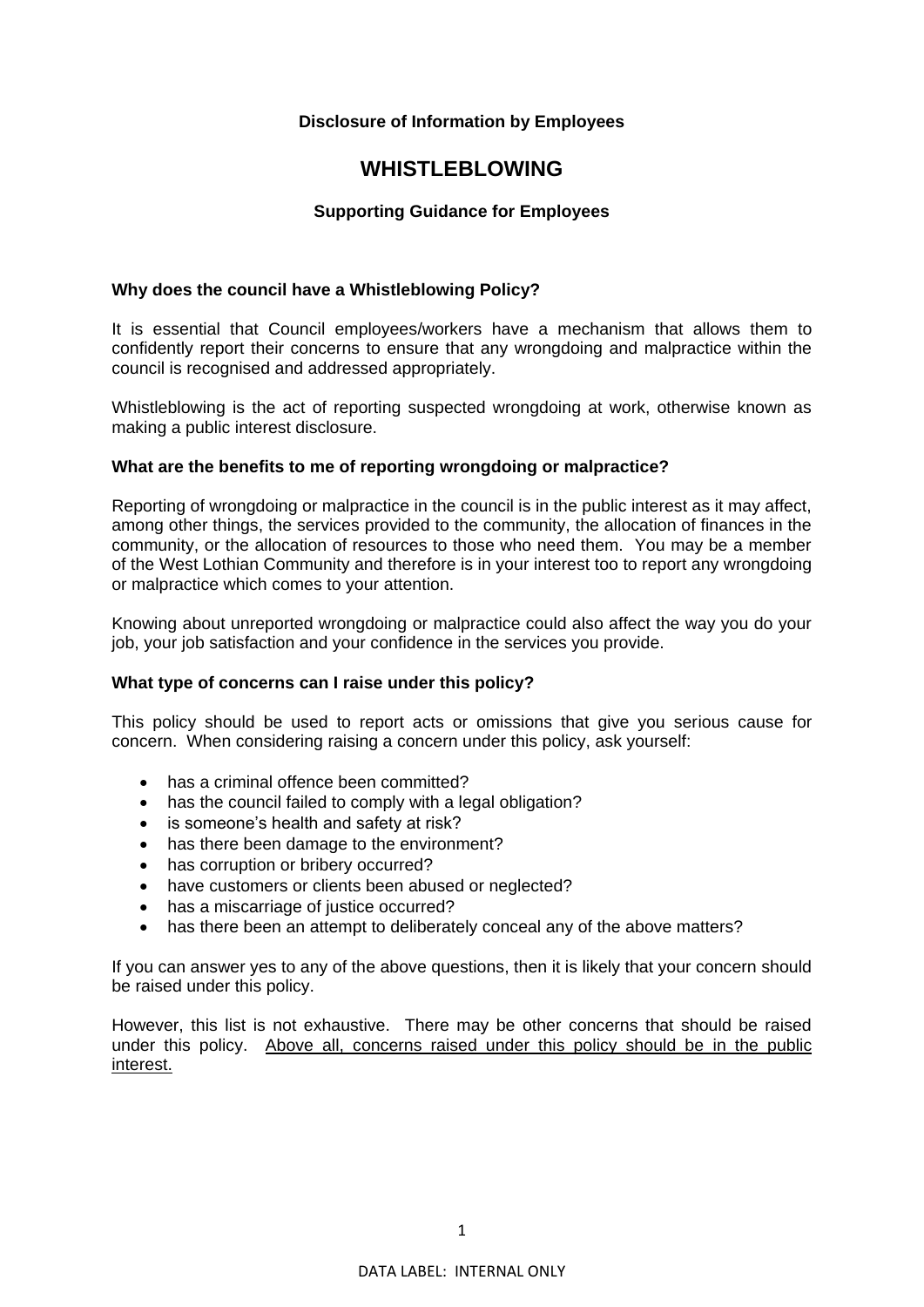**Disclosure of Information by Employees**

# WHISTLEBLOWING

**Supporting Guidance for Employees**

### Why does the council have a Whistleblowing Policy?

It is essential that Council employees/workers have a mechanism that allows them to confidently report their concerns to ensure that any wrongdoing and malpractice within the council is recognised and addressed appropriately.

Whistleblowing is the act of reporting suspected wrongdoing at work, otherwise known as making a public interest disclosure.

### What are the benefits to me of reporting wrongdoing or malpractice?

Reporting of wrongdoing or malpractice in the council is in the public interest as it may affect, among other things, the services provided to the community, the allocation of finances in the community, or the allocation of resources to those who need them. You may be a member of the West Lothian Community and therefore is in your interest too to report any wrongdoing or malpractice which comes to your attention.

Knowing about unreported wrongdoing or malpractice could also affect the way you do your job, your job satisfaction and your confidence in the services you provide.

### What type of concerns can I raise under this policy?

This policy should be used to report acts or omissions that give you serious cause for concern. When considering raising a concern under this policy, ask yourself:

- has a criminal offence been committed?
- has the council failed to comply with a legal obligation?
- is someone's health and safety at risk?
- has there been damage to the environment?
- has corruption or bribery occurred?
- have customers or clients been abused or neglected?
- has a miscarriage of justice occurred?
- has there been an attempt to deliberately conceal any of the above matters?

If you can answer yes to any of the above questions, then it is likely that your concern should be raised under this policy.

However, this list is not exhaustive. There may be other concerns that should be raised under this policy. <u>Above all, concerns raised under this policy should be in the public interest.</u>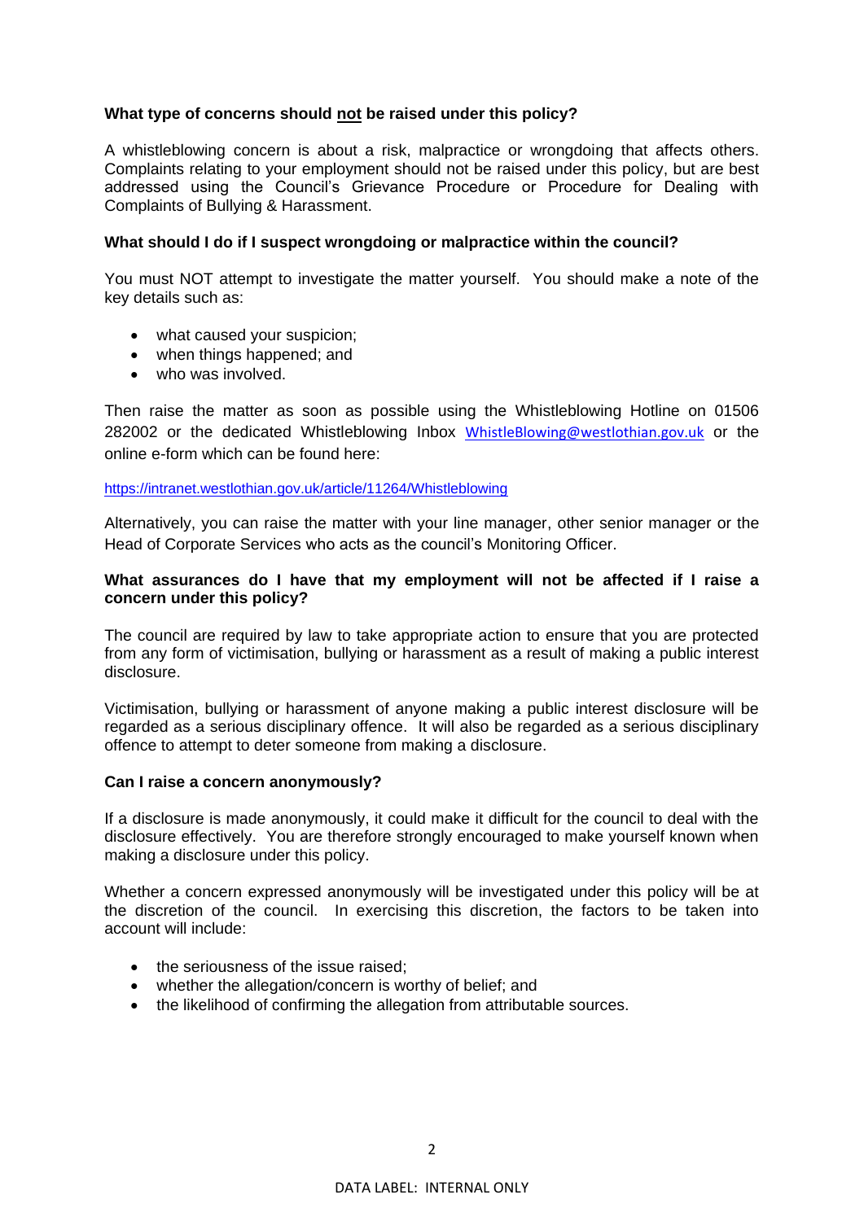**What type of concerns should not be raised under this policy?**

A whistleblowing concern is about a risk, malpractice or wrongdoing that affects others. Complaints relating to your employment should not be raised under this policy, but are best addressed using the Council's Grievance Procedure or Procedure for Dealing with Complaints of Bullying & Harassment.

**What should I do if I suspect wrongdoing or malpractice within the council?**

You must NOT attempt to investigate the matter yourself. You should make a note of the key details such as:

- what caused your suspicion;
- when things happened; and
- who was involved.

Then raise the matter as soon as possible using the Whistleblowing Hotline on 01506 282002 or the dedicated Whistleblowing Inbox WhistleBlowing@westlothian.gov.uk or the online e-form which can be found here:

https://intranet.westlothian.gov.uk/article/11264/Whistleblowing

Alternatively, you can raise the matter with your line manager, other senior manager or the Head of Corporate Services who acts as the council's Monitoring Officer.

**What assurances do I have that my employment will not be affected if I raise a concern under this policy?**

The council are required by law to take appropriate action to ensure that you are protected from any form of victimisation, bullying or harassment as a result of making a public interest disclosure.

Victimisation, bullying or harassment of anyone making a public interest disclosure will be regarded as a serious disciplinary offence. It will also be regarded as a serious disciplinary offence to attempt to deter someone from making a disclosure.

**Can I raise a concern anonymously?**

If a disclosure is made anonymously, it could make it difficult for the council to deal with the disclosure effectively. You are therefore strongly encouraged to make yourself known when making a disclosure under this policy.

Whether a concern expressed anonymously will be investigated under this policy will be at the discretion of the council. In exercising this discretion, the factors to be taken into account will include:

- the seriousness of the issue raised;
- whether the allegation/concern is worthy of belief; and
- the likelihood of confirming the allegation from attributable sources.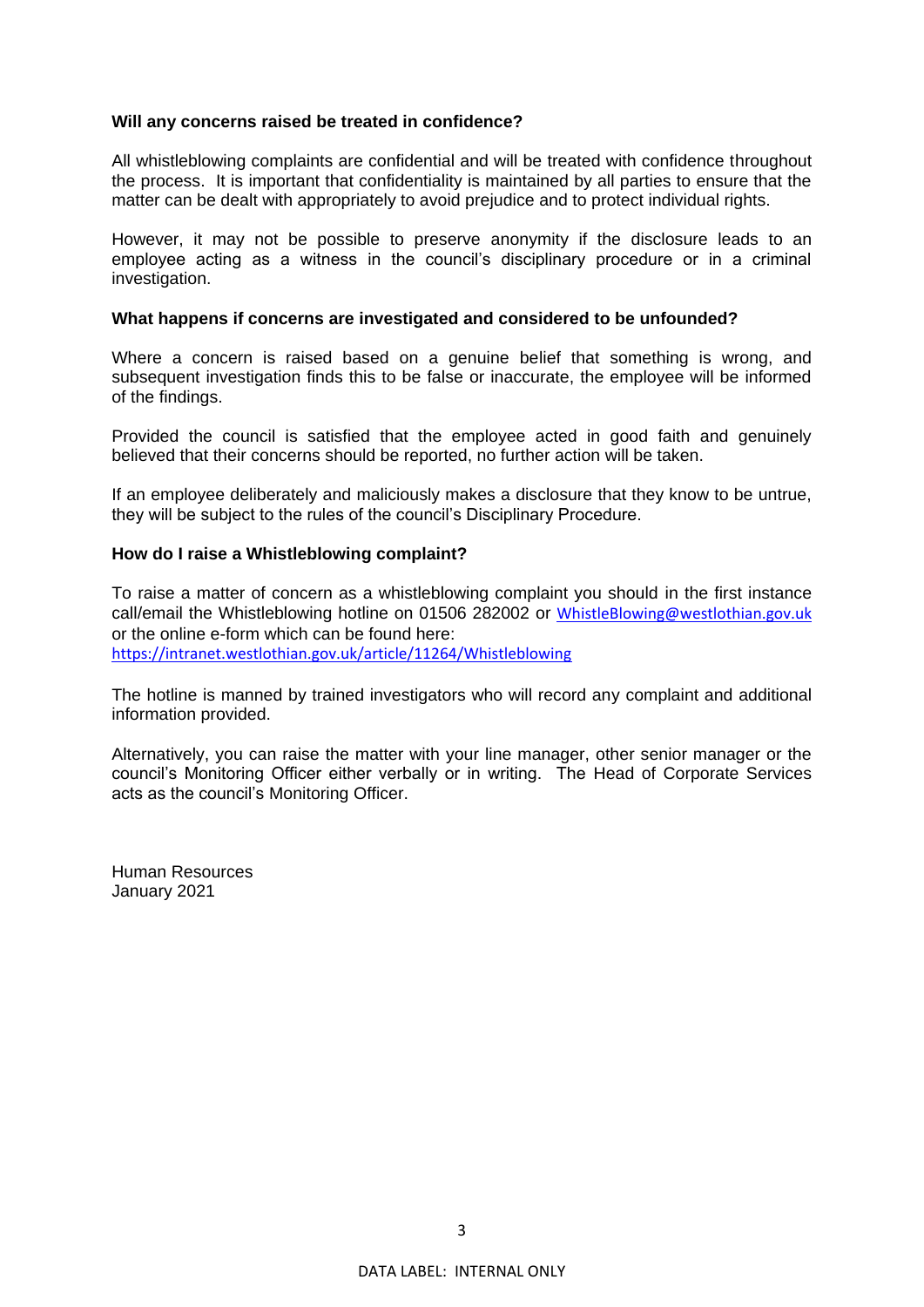**Will any concerns raised be treated in confidence?**

All whistleblowing complaints are confidential and will be treated with confidence throughout the process. It is important that confidentiality is maintained by all parties to ensure that the matter can be dealt with appropriately to avoid prejudice and to protect individual rights.

However, it may not be possible to preserve anonymity if the disclosure leads to an employee acting as a witness in the council's disciplinary procedure or in a criminal investigation.

**What happens if concerns are investigated and considered to be unfounded?**

Where a concern is raised based on a genuine belief that something is wrong, and subsequent investigation finds this to be false or inaccurate, the employee will be informed of the findings.

Provided the council is satisfied that the employee acted in good faith and genuinely believed that their concerns should be reported, no further action will be taken.

If an employee deliberately and maliciously makes a disclosure that they know to be untrue, they will be subject to the rules of the council's Disciplinary Procedure.

**How do I raise a Whistleblowing complaint?**

To raise a matter of concern as a whistleblowing complaint you should in the first instance call/email the Whistleblowing hotline on 01506 282002 or WhistleBlowing@westlothian.gov.uk or the online e-form which can be found here:
https://intranet.westlothian.gov.uk/article/11264/Whistleblowing

The hotline is manned by trained investigators who will record any complaint and additional information provided.

Alternatively, you can raise the matter with your line manager, other senior manager or the council's Monitoring Officer either verbally or in writing. The Head of Corporate Services acts as the council's Monitoring Officer.

Human Resources
January 2021

DATA LABEL: INTERNAL ONLY